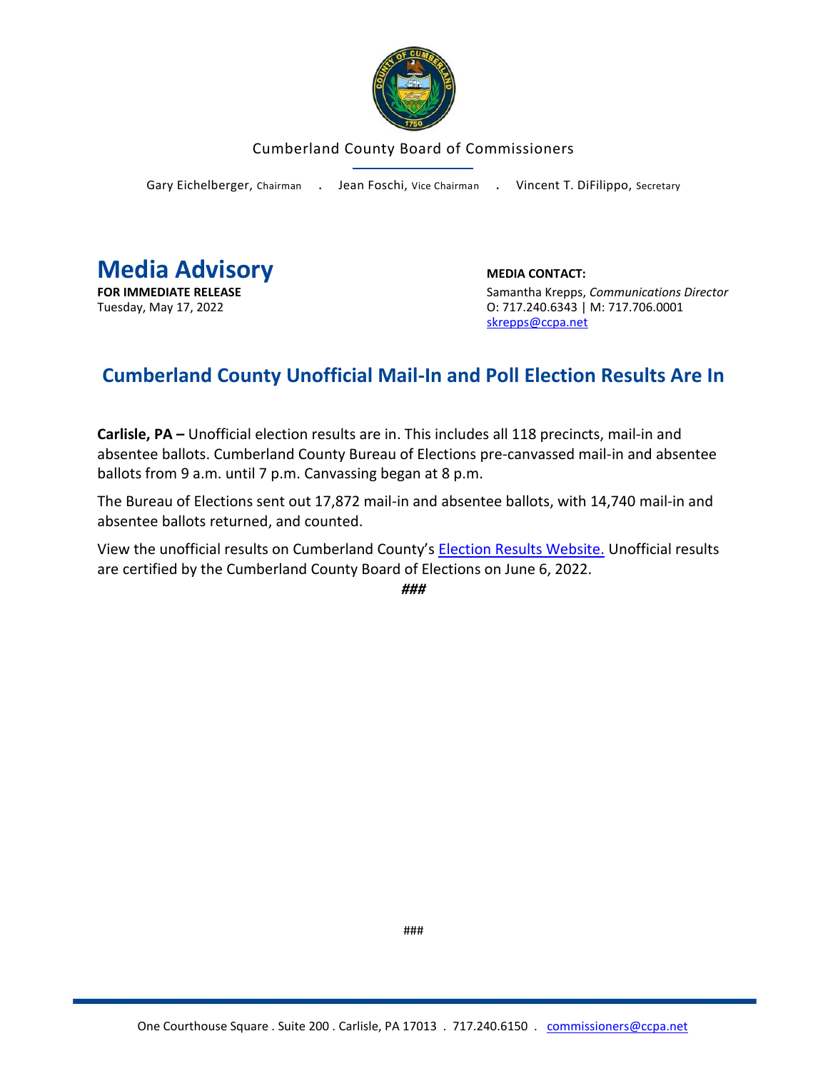Cumberland County Board of Commissioners

Gary Eichelberger, Chairman . Jean Foschi, Vice Chairman . Vincent T. DiFilippo, Secretary

# Media Advisory

**FOR IMMEDIATE RELEASE**
Tuesday, May 17, 2022

**MEDIA CONTACT:**
Samantha Krepps, *Communications Director*
O: 717.240.6343 | M: 717.706.0001
skrepps@ccpa.net

## Cumberland County Unofficial Mail-In and Poll Election Results Are In

**Carlisle, PA –** Unofficial election results are in. This includes all 118 precincts, mail-in and absentee ballots. Cumberland County Bureau of Elections pre-canvassed mail-in and absentee ballots from 9 a.m. until 7 p.m. Canvassing began at 8 p.m.

The Bureau of Elections sent out 17,872 mail-in and absentee ballots, with 14,740 mail-in and absentee ballots returned, and counted.

View the unofficial results on Cumberland County's Election Results Website. Unofficial results are certified by the Cumberland County Board of Elections on June 6, 2022.

***###***

###

One Courthouse Square . Suite 200 . Carlisle, PA 17013 . 717.240.6150 . commissioners@ccpa.net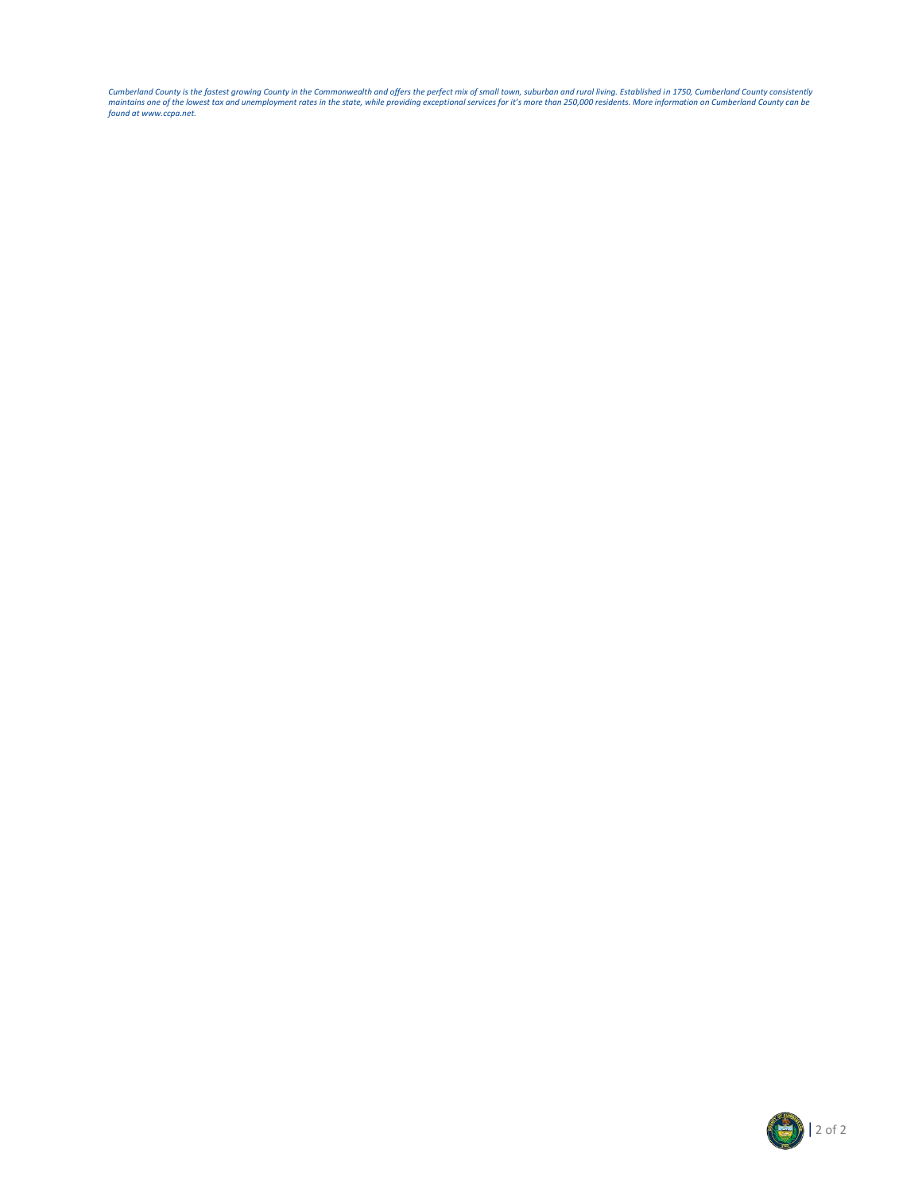*Cumberland County is the fastest growing County in the Commonwealth and offers the perfect mix of small town, suburban and rural living. Established in 1750, Cumberland County consistently maintains one of the lowest tax and unemployment rates in the state, while providing exceptional services for it's more than 250,000 residents. More information on Cumberland County can be found at www.ccpa.net.*